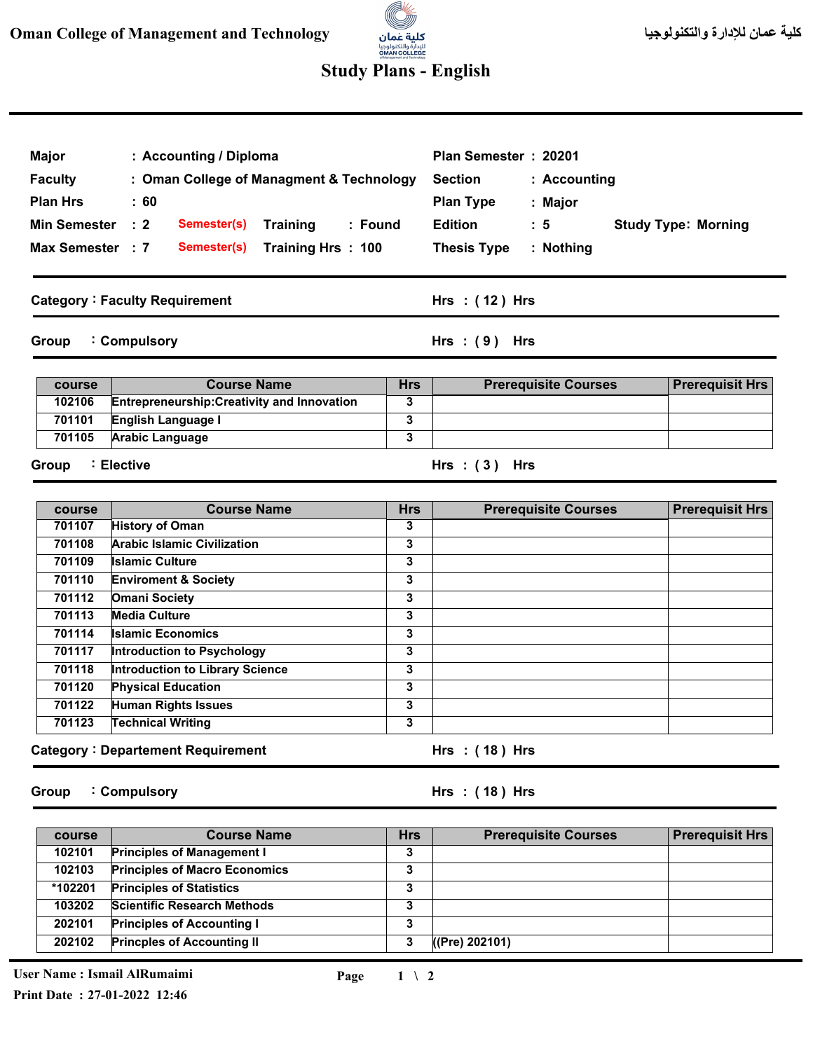# Oman College of Management and Technology

كلية عمان للإدارة والتكنولوجيا

## Study Plans - English

| | | | | | |
|---|---|---|---|---|---|
| **Major** | : Accounting / Diploma | | **Plan Semester** | : 20201 | |
| **Faculty** | : Oman College of Managment & Technology | | **Section** | : Accounting | |
| **Plan Hrs** | : 60 | | **Plan Type** | : Major | |
| **Min Semester** | : 2 Semester(s) | Training : Found | **Edition** | : 5 | Study Type: Morning |
| **Max Semester** | : 7 Semester(s) | Training Hrs : 100 | **Thesis Type** | : Nothing | |

### Category : Faculty Requirement — Hrs : ( 12 ) Hrs

#### Group : Compulsory — Hrs : ( 9 ) Hrs

| course | Course Name | Hrs | Prerequisite Courses | Prerequisit Hrs |
|---|---|---|---|---|
| 102106 | Entrepreneurship:Creativity and Innovation | 3 | | |
| 701101 | English Language I | 3 | | |
| 701105 | Arabic Language | 3 | | |

#### Group : Elective — Hrs : ( 3 ) Hrs

| course | Course Name | Hrs | Prerequisite Courses | Prerequisit Hrs |
|---|---|---|---|---|
| 701107 | History of Oman | 3 | | |
| 701108 | Arabic Islamic Civilization | 3 | | |
| 701109 | Islamic Culture | 3 | | |
| 701110 | Enviroment & Society | 3 | | |
| 701112 | Omani Society | 3 | | |
| 701113 | Media Culture | 3 | | |
| 701114 | Islamic Economics | 3 | | |
| 701117 | Introduction to Psychology | 3 | | |
| 701118 | Introduction to Library Science | 3 | | |
| 701120 | Physical Education | 3 | | |
| 701122 | Human Rights Issues | 3 | | |
| 701123 | Technical Writing | 3 | | |

### Category : Departement Requirement — Hrs : ( 18 ) Hrs

#### Group : Compulsory — Hrs : ( 18 ) Hrs

| course | Course Name | Hrs | Prerequisite Courses | Prerequisit Hrs |
|---|---|---|---|---|
| 102101 | Principles of Management I | 3 | | |
| 102103 | Principles of Macro Economics | 3 | | |
| *102201 | Principles of Statistics | 3 | | |
| 103202 | Scientific Research Methods | 3 | | |
| 202101 | Principles of Accounting I | 3 | | |
| 202102 | Princples of Accounting II | 3 | ((Pre) 202101) | |

User Name : Ismail AlRumaimi
Print Date : 27-01-2022 12:46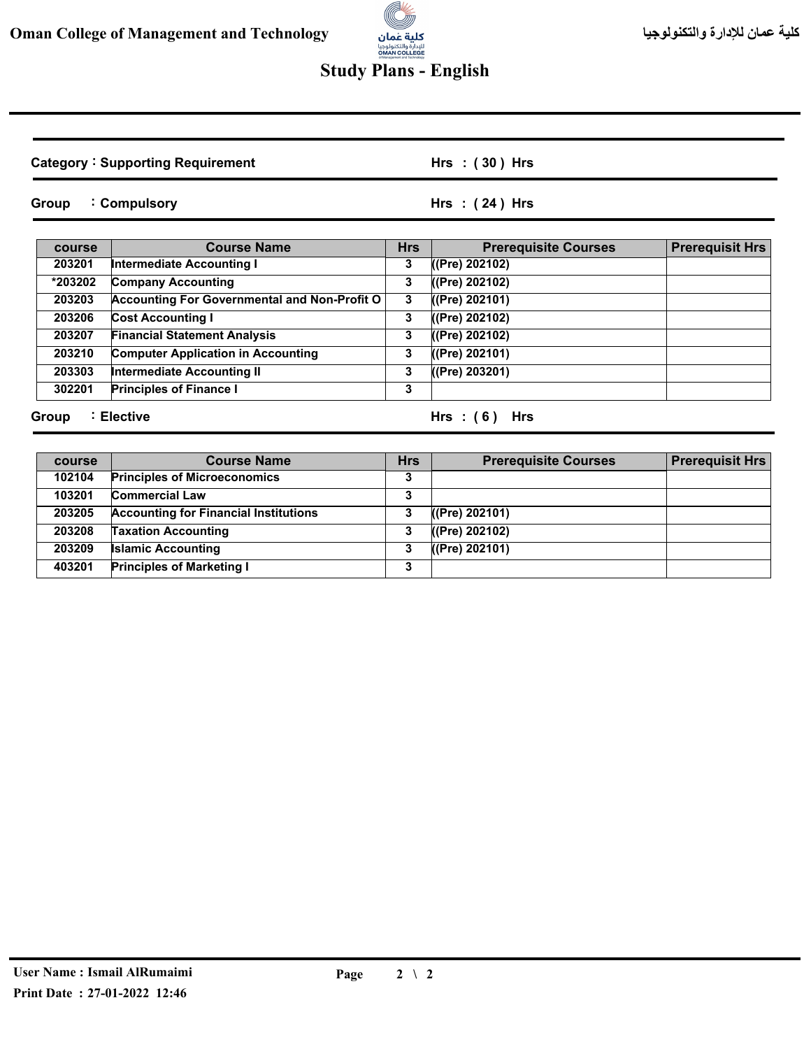**Category : Supporting Requirement** **Hrs : ( 30 ) Hrs**

**Group : Compulsory** **Hrs : ( 24 ) Hrs**

| course | Course Name | Hrs | Prerequisite Courses | Prerequisit Hrs |
|---|---|---|---|---|
| 203201 | Intermediate Accounting I | 3 | ((Pre) 202102) | |
| *203202 | Company Accounting | 3 | ((Pre) 202102) | |
| 203203 | Accounting For Governmental and Non-Profit O | 3 | ((Pre) 202101) | |
| 203206 | Cost Accounting I | 3 | ((Pre) 202102) | |
| 203207 | Financial Statement Analysis | 3 | ((Pre) 202102) | |
| 203210 | Computer Application in Accounting | 3 | ((Pre) 202101) | |
| 203303 | Intermediate Accounting II | 3 | ((Pre) 203201) | |
| 302201 | Principles of Finance I | 3 | | |

**Group : Elective** **Hrs : ( 6 ) Hrs**

| course | Course Name | Hrs | Prerequisite Courses | Prerequisit Hrs |
|---|---|---|---|---|
| 102104 | Principles of Microeconomics | 3 | | |
| 103201 | Commercial Law | 3 | | |
| 203205 | Accounting for Financial Institutions | 3 | ((Pre) 202101) | |
| 203208 | Taxation Accounting | 3 | ((Pre) 202102) | |
| 203209 | Islamic Accounting | 3 | ((Pre) 202101) | |
| 403201 | Principles of Marketing I | 3 | | |